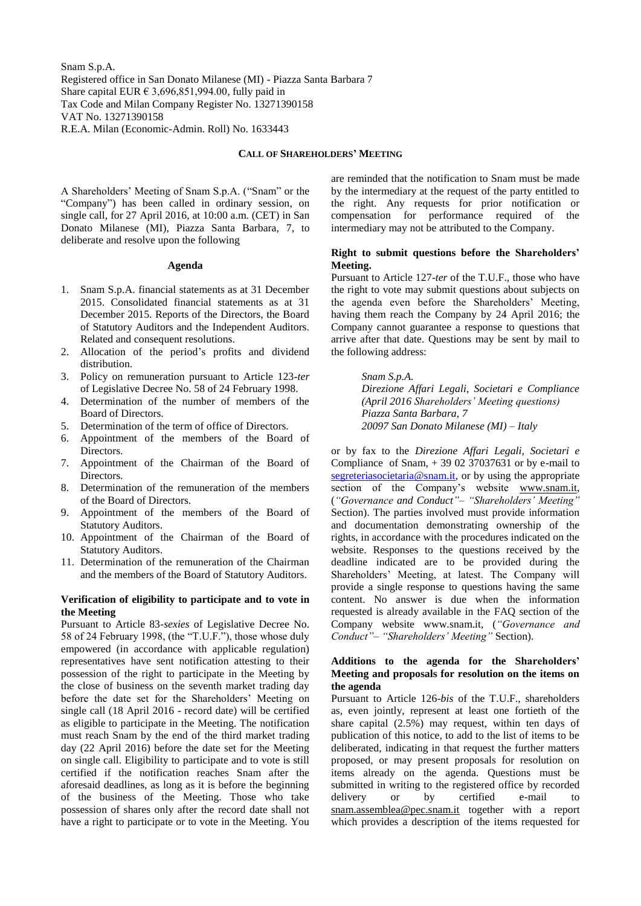Snam S.p.A.
Registered office in San Donato Milanese (MI) - Piazza Santa Barbara 7
Share capital EUR € 3,696,851,994.00, fully paid in
Tax Code and Milan Company Register No. 13271390158
VAT No. 13271390158
R.E.A. Milan (Economic-Admin. Roll) No. 1633443

## CALL OF SHAREHOLDERS' MEETING

A Shareholders' Meeting of Snam S.p.A. ("Snam" or the "Company") has been called in ordinary session, on single call, for 27 April 2016, at 10:00 a.m. (CET) in San Donato Milanese (MI), Piazza Santa Barbara, 7, to deliberate and resolve upon the following

### Agenda

1. Snam S.p.A. financial statements as at 31 December 2015. Consolidated financial statements as at 31 December 2015. Reports of the Directors, the Board of Statutory Auditors and the Independent Auditors. Related and consequent resolutions.
2. Allocation of the period's profits and dividend distribution.
3. Policy on remuneration pursuant to Article 123-*ter* of Legislative Decree No. 58 of 24 February 1998.
4. Determination of the number of members of the Board of Directors.
5. Determination of the term of office of Directors.
6. Appointment of the members of the Board of Directors.
7. Appointment of the Chairman of the Board of Directors.
8. Determination of the remuneration of the members of the Board of Directors.
9. Appointment of the members of the Board of Statutory Auditors.
10. Appointment of the Chairman of the Board of Statutory Auditors.
11. Determination of the remuneration of the Chairman and the members of the Board of Statutory Auditors.

### Verification of eligibility to participate and to vote in the Meeting

Pursuant to Article 83-*sexies* of Legislative Decree No. 58 of 24 February 1998, (the "T.U.F."), those whose duly empowered (in accordance with applicable regulation) representatives have sent notification attesting to their possession of the right to participate in the Meeting by the close of business on the seventh market trading day before the date set for the Shareholders' Meeting on single call (18 April 2016 - record date) will be certified as eligible to participate in the Meeting. The notification must reach Snam by the end of the third market trading day (22 April 2016) before the date set for the Meeting on single call. Eligibility to participate and to vote is still certified if the notification reaches Snam after the aforesaid deadlines, as long as it is before the beginning of the business of the Meeting. Those who take possession of shares only after the record date shall not have a right to participate or to vote in the Meeting. You are reminded that the notification to Snam must be made by the intermediary at the request of the party entitled to the right. Any requests for prior notification or compensation for performance required of the intermediary may not be attributed to the Company.

### Right to submit questions before the Shareholders' Meeting.

Pursuant to Article 127-*ter* of the T.U.F., those who have the right to vote may submit questions about subjects on the agenda even before the Shareholders' Meeting, having them reach the Company by 24 April 2016; the Company cannot guarantee a response to questions that arrive after that date. Questions may be sent by mail to the following address:

*Snam S.p.A.*
*Direzione Affari Legali, Societari e Compliance*
*(April 2016 Shareholders' Meeting questions)*
*Piazza Santa Barbara, 7*
*20097 San Donato Milanese (MI) – Italy*

or by fax to the *Direzione Affari Legali, Societari e* Compliance of Snam, + 39 02 37037631 or by e-mail to segreteriasocietaria@snam.it, or by using the appropriate section of the Company's website www.snam.it, (*"Governance and Conduct"– "Shareholders' Meeting"* Section). The parties involved must provide information and documentation demonstrating ownership of the rights, in accordance with the procedures indicated on the website. Responses to the questions received by the deadline indicated are to be provided during the Shareholders' Meeting, at latest. The Company will provide a single response to questions having the same content. No answer is due when the information requested is already available in the FAQ section of the Company website www.snam.it, (*"Governance and Conduct"– "Shareholders' Meeting"* Section).

### Additions to the agenda for the Shareholders' Meeting and proposals for resolution on the items on the agenda

Pursuant to Article 126-*bis* of the T.U.F., shareholders as, even jointly, represent at least one fortieth of the share capital (2.5%) may request, within ten days of publication of this notice, to add to the list of items to be deliberated, indicating in that request the further matters proposed, or may present proposals for resolution on items already on the agenda. Questions must be submitted in writing to the registered office by recorded delivery or by certified e-mail to snam.assemblea@pec.snam.it together with a report which provides a description of the items requested for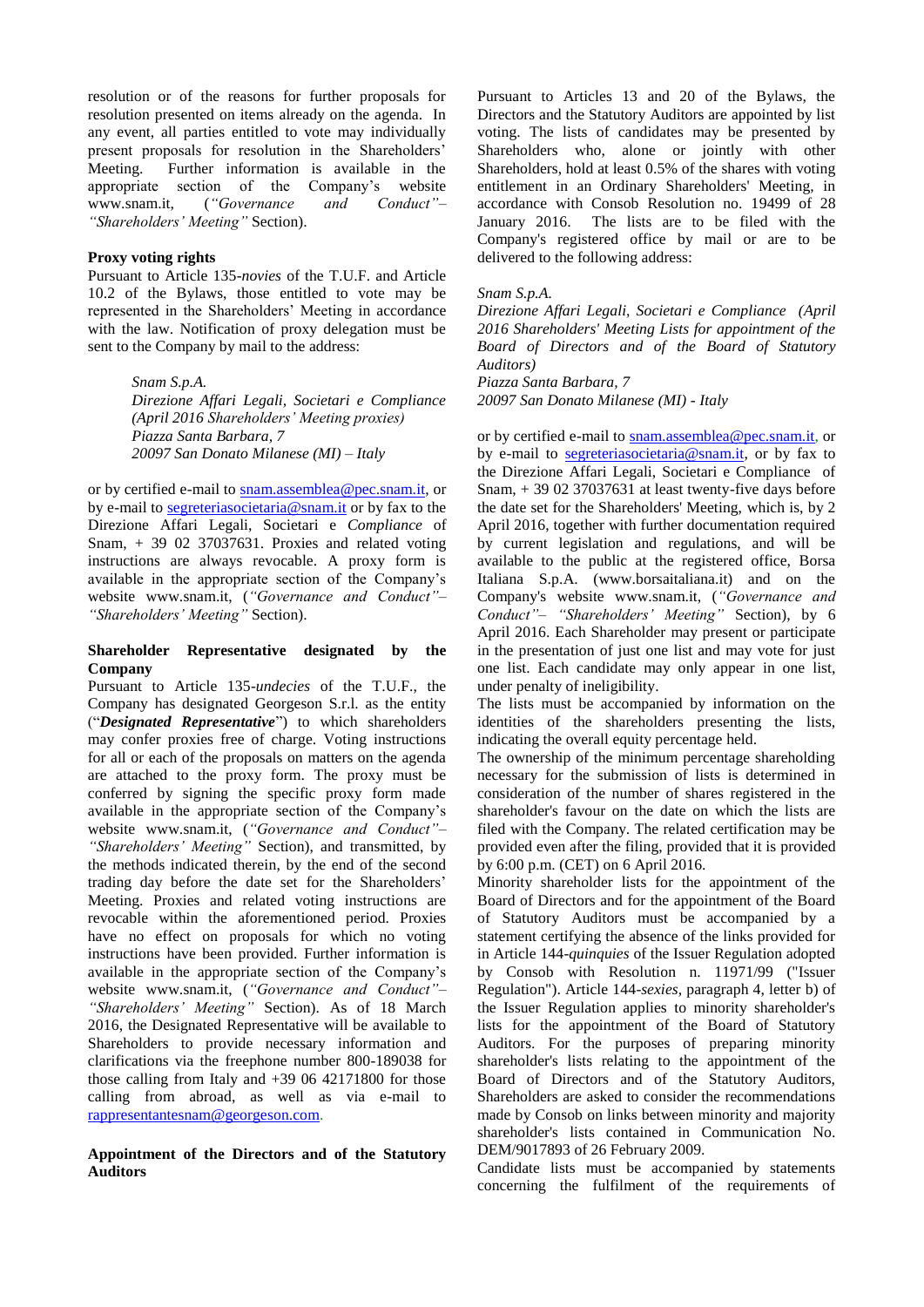resolution or of the reasons for further proposals for resolution presented on items already on the agenda. In any event, all parties entitled to vote may individually present proposals for resolution in the Shareholders' Meeting. Further information is available in the appropriate section of the Company's website www.snam.it, (*"Governance and Conduct"– "Shareholders' Meeting"* Section).

**Proxy voting rights**

Pursuant to Article 135-*novies* of the T.U.F. and Article 10.2 of the Bylaws, those entitled to vote may be represented in the Shareholders' Meeting in accordance with the law. Notification of proxy delegation must be sent to the Company by mail to the address:

> *Snam S.p.A.*
> *Direzione Affari Legali, Societari e Compliance (April 2016 Shareholders' Meeting proxies)*
> *Piazza Santa Barbara, 7*
> *20097 San Donato Milanese (MI) – Italy*

or by certified e-mail to snam.assemblea@pec.snam.it, or by e-mail to segreteriasocietaria@snam.it or by fax to the Direzione Affari Legali, Societari e *Compliance* of Snam, + 39 02 37037631. Proxies and related voting instructions are always revocable. A proxy form is available in the appropriate section of the Company's website www.snam.it, (*"Governance and Conduct"– "Shareholders' Meeting"* Section).

**Shareholder Representative designated by the Company**

Pursuant to Article 135-*undecies* of the T.U.F., the Company has designated Georgeson S.r.l. as the entity ("***Designated Representative***") to which shareholders may confer proxies free of charge. Voting instructions for all or each of the proposals on matters on the agenda are attached to the proxy form. The proxy must be conferred by signing the specific proxy form made available in the appropriate section of the Company's website www.snam.it, (*"Governance and Conduct"– "Shareholders' Meeting"* Section), and transmitted, by the methods indicated therein, by the end of the second trading day before the date set for the Shareholders' Meeting. Proxies and related voting instructions are revocable within the aforementioned period. Proxies have no effect on proposals for which no voting instructions have been provided. Further information is available in the appropriate section of the Company's website www.snam.it, (*"Governance and Conduct"– "Shareholders' Meeting"* Section). As of 18 March 2016, the Designated Representative will be available to Shareholders to provide necessary information and clarifications via the freephone number 800-189038 for those calling from Italy and +39 06 42171800 for those calling from abroad, as well as via e-mail to rappresentantesnam@georgeson.com.

**Appointment of the Directors and of the Statutory Auditors**

Pursuant to Articles 13 and 20 of the Bylaws, the Directors and the Statutory Auditors are appointed by list voting. The lists of candidates may be presented by Shareholders who, alone or jointly with other Shareholders, hold at least 0.5% of the shares with voting entitlement in an Ordinary Shareholders' Meeting, in accordance with Consob Resolution no. 19499 of 28 January 2016. The lists are to be filed with the Company's registered office by mail or are to be delivered to the following address:

> *Snam S.p.A.*
> *Direzione Affari Legali, Societari e Compliance (April 2016 Shareholders' Meeting Lists for appointment of the Board of Directors and of the Board of Statutory Auditors)*
> *Piazza Santa Barbara, 7*
> *20097 San Donato Milanese (MI) - Italy*

or by certified e-mail to snam.assemblea@pec.snam.it, or by e-mail to segreteriasocietaria@snam.it, or by fax to the Direzione Affari Legali, Societari e Compliance of Snam, + 39 02 37037631 at least twenty-five days before the date set for the Shareholders' Meeting, which is, by 2 April 2016, together with further documentation required by current legislation and regulations, and will be available to the public at the registered office, Borsa Italiana S.p.A. (www.borsaitaliana.it) and on the Company's website www.snam.it, (*"Governance and Conduct"– "Shareholders' Meeting"* Section), by 6 April 2016. Each Shareholder may present or participate in the presentation of just one list and may vote for just one list. Each candidate may only appear in one list, under penalty of ineligibility.

The lists must be accompanied by information on the identities of the shareholders presenting the lists, indicating the overall equity percentage held.

The ownership of the minimum percentage shareholding necessary for the submission of lists is determined in consideration of the number of shares registered in the shareholder's favour on the date on which the lists are filed with the Company. The related certification may be provided even after the filing, provided that it is provided by 6:00 p.m. (CET) on 6 April 2016.

Minority shareholder lists for the appointment of the Board of Directors and for the appointment of the Board of Statutory Auditors must be accompanied by a statement certifying the absence of the links provided for in Article 144-*quinquies* of the Issuer Regulation adopted by Consob with Resolution n. 11971/99 ("Issuer Regulation"). Article 144-*sexies*, paragraph 4, letter b) of the Issuer Regulation applies to minority shareholder's lists for the appointment of the Board of Statutory Auditors. For the purposes of preparing minority shareholder's lists relating to the appointment of the Board of Directors and of the Statutory Auditors, Shareholders are asked to consider the recommendations made by Consob on links between minority and majority shareholder's lists contained in Communication No. DEM/9017893 of 26 February 2009.

Candidate lists must be accompanied by statements concerning the fulfilment of the requirements of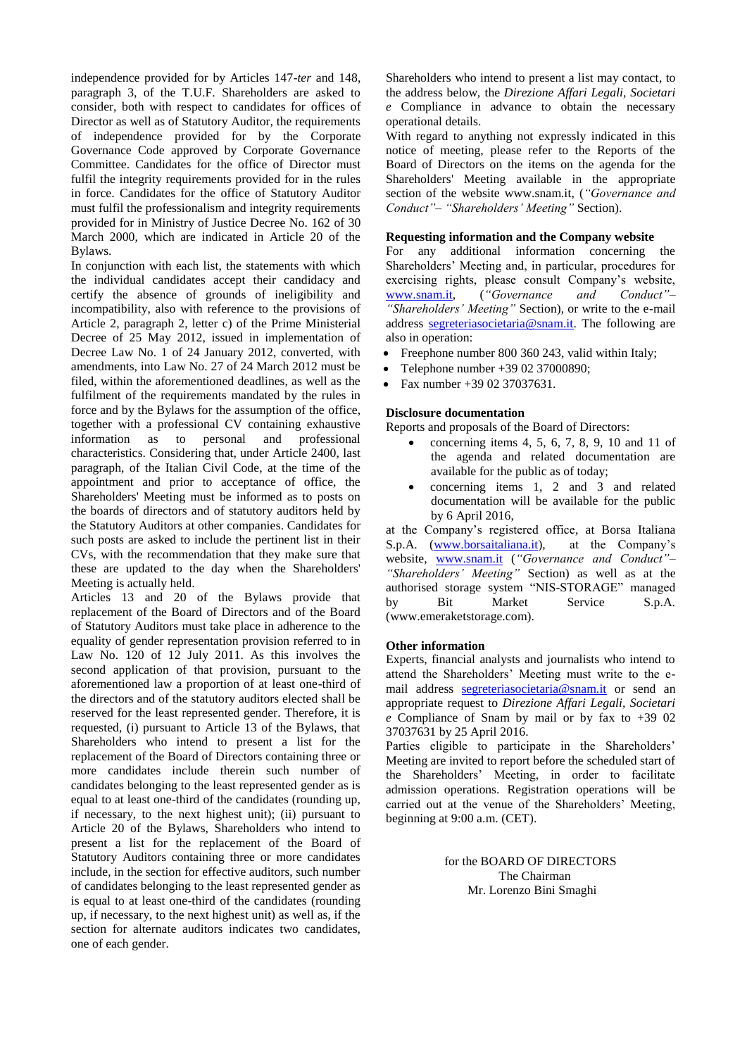independence provided for by Articles 147-*ter* and 148, paragraph 3, of the T.U.F. Shareholders are asked to consider, both with respect to candidates for offices of Director as well as of Statutory Auditor, the requirements of independence provided for by the Corporate Governance Code approved by Corporate Governance Committee. Candidates for the office of Director must fulfil the integrity requirements provided for in the rules in force. Candidates for the office of Statutory Auditor must fulfil the professionalism and integrity requirements provided for in Ministry of Justice Decree No. 162 of 30 March 2000, which are indicated in Article 20 of the Bylaws.

In conjunction with each list, the statements with which the individual candidates accept their candidacy and certify the absence of grounds of ineligibility and incompatibility, also with reference to the provisions of Article 2, paragraph 2, letter c) of the Prime Ministerial Decree of 25 May 2012, issued in implementation of Decree Law No. 1 of 24 January 2012, converted, with amendments, into Law No. 27 of 24 March 2012 must be filed, within the aforementioned deadlines, as well as the fulfilment of the requirements mandated by the rules in force and by the Bylaws for the assumption of the office, together with a professional CV containing exhaustive information as to personal and professional characteristics. Considering that, under Article 2400, last paragraph, of the Italian Civil Code, at the time of the appointment and prior to acceptance of office, the Shareholders' Meeting must be informed as to posts on the boards of directors and of statutory auditors held by the Statutory Auditors at other companies. Candidates for such posts are asked to include the pertinent list in their CVs, with the recommendation that they make sure that these are updated to the day when the Shareholders' Meeting is actually held.

Articles 13 and 20 of the Bylaws provide that replacement of the Board of Directors and of the Board of Statutory Auditors must take place in adherence to the equality of gender representation provision referred to in Law No. 120 of 12 July 2011. As this involves the second application of that provision, pursuant to the aforementioned law a proportion of at least one-third of the directors and of the statutory auditors elected shall be reserved for the least represented gender. Therefore, it is requested, (i) pursuant to Article 13 of the Bylaws, that Shareholders who intend to present a list for the replacement of the Board of Directors containing three or more candidates include therein such number of candidates belonging to the least represented gender as is equal to at least one-third of the candidates (rounding up, if necessary, to the next highest unit); (ii) pursuant to Article 20 of the Bylaws, Shareholders who intend to present a list for the replacement of the Board of Statutory Auditors containing three or more candidates include, in the section for effective auditors, such number of candidates belonging to the least represented gender as is equal to at least one-third of the candidates (rounding up, if necessary, to the next highest unit) as well as, if the section for alternate auditors indicates two candidates, one of each gender.

Shareholders who intend to present a list may contact, to the address below, the *Direzione Affari Legali, Societari e* Compliance in advance to obtain the necessary operational details.

With regard to anything not expressly indicated in this notice of meeting, please refer to the Reports of the Board of Directors on the items on the agenda for the Shareholders' Meeting available in the appropriate section of the website www.snam.it, (*"Governance and Conduct"– "Shareholders' Meeting"* Section).

**Requesting information and the Company website**

For any additional information concerning the Shareholders' Meeting and, in particular, procedures for exercising rights, please consult Company's website, www.snam.it, (*"Governance and Conduct"– "Shareholders' Meeting"* Section), or write to the e-mail address segreteriasocietaria@snam.it. The following are also in operation:

- Freephone number 800 360 243, valid within Italy;
- Telephone number +39 02 37000890;
- Fax number +39 02 37037631.

**Disclosure documentation**

Reports and proposals of the Board of Directors:

- concerning items 4, 5, 6, 7, 8, 9, 10 and 11 of the agenda and related documentation are available for the public as of today;
- concerning items 1, 2 and 3 and related documentation will be available for the public by 6 April 2016,

at the Company's registered office, at Borsa Italiana S.p.A. (www.borsaitaliana.it), at the Company's website, www.snam.it (*"Governance and Conduct"– "Shareholders' Meeting"* Section) as well as at the authorised storage system "NIS-STORAGE" managed by Bit Market Service S.p.A. (www.emeraketstorage.com).

**Other information**

Experts, financial analysts and journalists who intend to attend the Shareholders' Meeting must write to the e-mail address segreteriasocietaria@snam.it or send an appropriate request to *Direzione Affari Legali, Societari e* Compliance of Snam by mail or by fax to +39 02 37037631 by 25 April 2016.

Parties eligible to participate in the Shareholders' Meeting are invited to report before the scheduled start of the Shareholders' Meeting, in order to facilitate admission operations. Registration operations will be carried out at the venue of the Shareholders' Meeting, beginning at 9:00 a.m. (CET).

for the BOARD OF DIRECTORS
The Chairman
Mr. Lorenzo Bini Smaghi